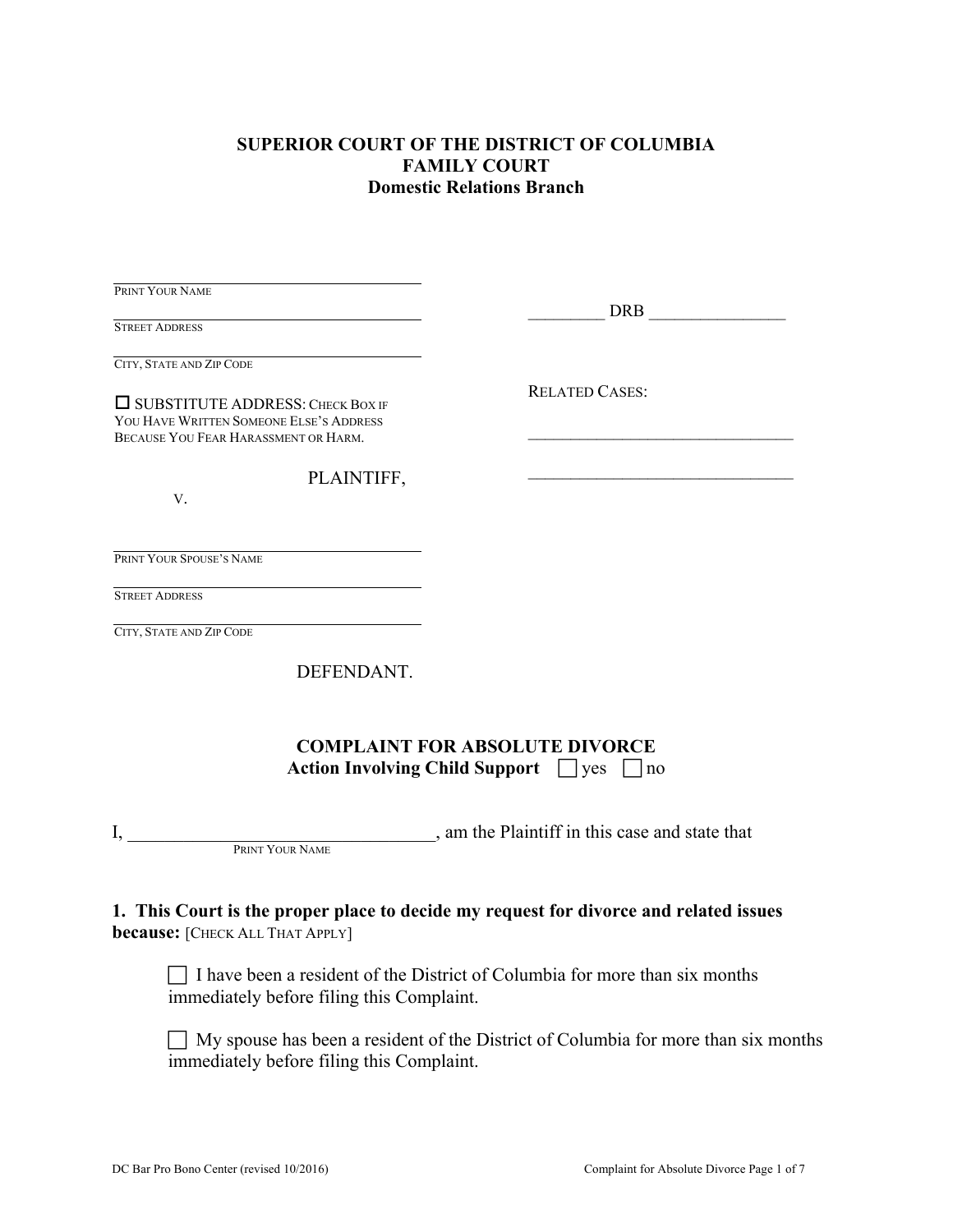**SUPERIOR COURT OF THE DISTRICT OF COLUMBIA**
**FAMILY COURT**
**Domestic Relations Branch**

\_\_\_\_\_\_\_\_\_\_\_\_\_\_\_\_\_\_\_\_\_\_\_\_\_\_\_\_\_\_\_\_\_\_\_\_
PRINT YOUR NAME

\_\_\_\_\_\_\_\_\_\_\_\_\_\_\_\_\_\_\_\_\_\_\_\_\_\_\_\_\_\_\_\_\_\_\_\_
STREET ADDRESS

\_\_\_\_\_\_\_\_\_\_\_\_\_\_\_\_\_\_\_\_\_\_\_\_\_\_\_\_\_\_\_\_\_\_\_\_
CITY, STATE AND ZIP CODE

☐ SUBSTITUTE ADDRESS: CHECK BOX IF YOU HAVE WRITTEN SOMEONE ELSE'S ADDRESS BECAUSE YOU FEAR HARASSMENT OR HARM.

PLAINTIFF,

v.

\_\_\_\_\_\_\_\_\_\_\_\_\_\_\_\_\_\_\_\_\_\_\_\_\_\_\_\_\_\_\_\_\_\_\_\_
PRINT YOUR SPOUSE'S NAME

\_\_\_\_\_\_\_\_\_\_\_\_\_\_\_\_\_\_\_\_\_\_\_\_\_\_\_\_\_\_\_\_\_\_\_\_
STREET ADDRESS

\_\_\_\_\_\_\_\_\_\_\_\_\_\_\_\_\_\_\_\_\_\_\_\_\_\_\_\_\_\_\_\_\_\_\_\_
CITY, STATE AND ZIP CODE

DEFENDANT.

\_\_\_\_\_\_\_\_\_ DRB \_\_\_\_\_\_\_\_\_\_\_\_\_\_\_\_

RELATED CASES:

\_\_\_\_\_\_\_\_\_\_\_\_\_\_\_\_\_\_\_\_\_\_\_\_\_\_\_\_\_\_\_\_

\_\_\_\_\_\_\_\_\_\_\_\_\_\_\_\_\_\_\_\_\_\_\_\_\_\_\_\_\_\_\_\_

**COMPLAINT FOR ABSOLUTE DIVORCE**
**Action Involving Child Support** ☐ yes ☐ no

I, \_\_\_\_\_\_\_\_\_\_\_\_\_\_\_\_\_\_\_\_\_\_\_\_\_\_\_\_\_\_\_\_\_\_\_\_, am the Plaintiff in this case and state that
PRINT YOUR NAME

**1. This Court is the proper place to decide my request for divorce and related issues because:** [CHECK ALL THAT APPLY]

☐ I have been a resident of the District of Columbia for more than six months immediately before filing this Complaint.

☐ My spouse has been a resident of the District of Columbia for more than six months immediately before filing this Complaint.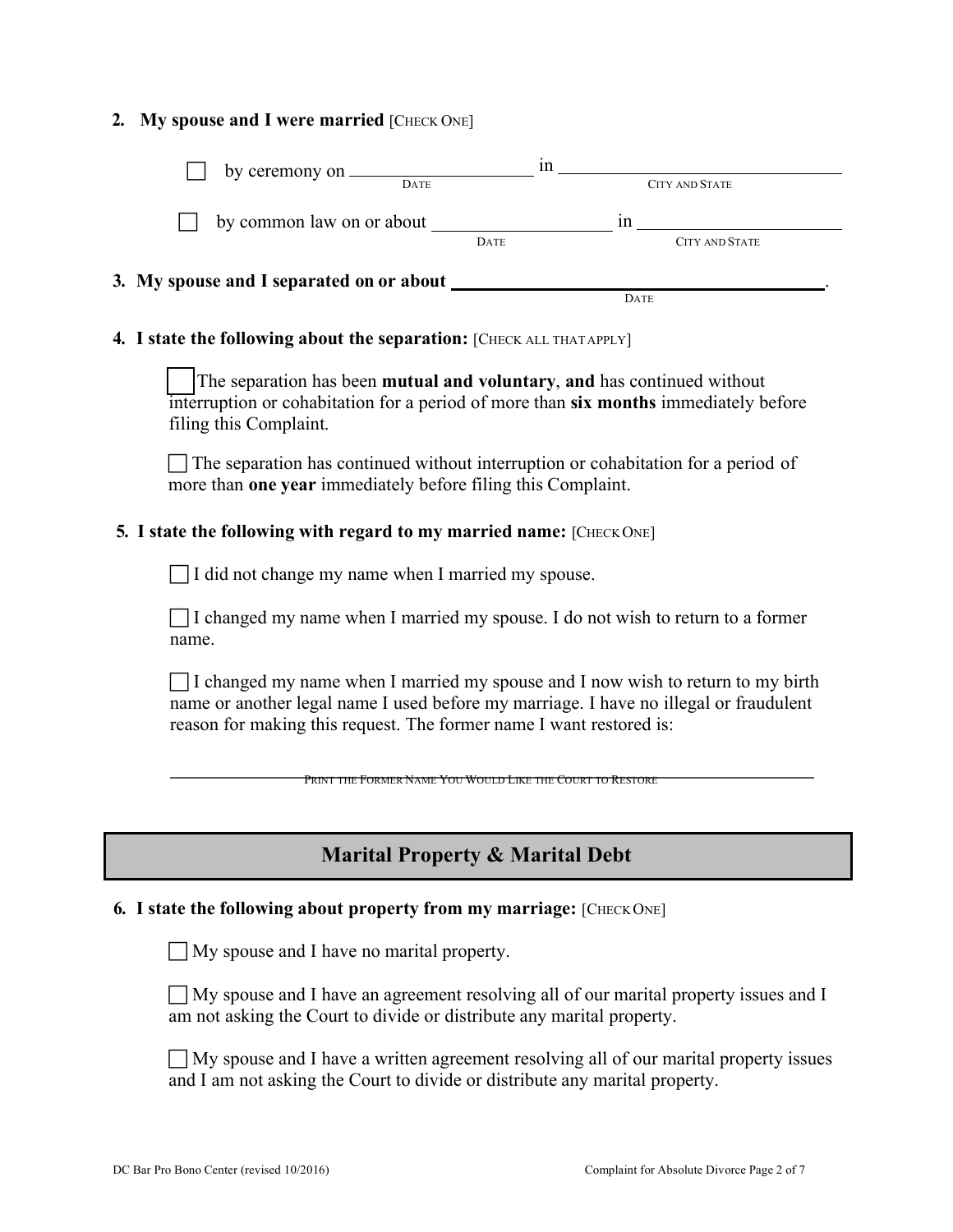**2. My spouse and I were married** [CHECK ONE]

☐ by ceremony on ____________________ in ______________________________
DATE — CITY AND STATE

☐ by common law on or about ____________________ in ______________________
DATE — CITY AND STATE

**3. My spouse and I separated on or about** ________________________________________.
DATE

**4. I state the following about the separation:** [CHECK ALL THAT APPLY]

☐ The separation has been **mutual and voluntary**, **and** has continued without interruption or cohabitation for a period of more than **six months** immediately before filing this Complaint.

☐ The separation has continued without interruption or cohabitation for a period of more than **one year** immediately before filing this Complaint.

**5. I state the following with regard to my married name:** [CHECK ONE]

☐ I did not change my name when I married my spouse.

☐ I changed my name when I married my spouse. I do not wish to return to a former name.

☐ I changed my name when I married my spouse and I now wish to return to my birth name or another legal name I used before my marriage. I have no illegal or fraudulent reason for making this request. The former name I want restored is:

______________________________________________________________
PRINT THE FORMER NAME YOU WOULD LIKE THE COURT TO RESTORE

## Marital Property & Marital Debt

**6. I state the following about property from my marriage:** [CHECK ONE]

☐ My spouse and I have no marital property.

☐ My spouse and I have an agreement resolving all of our marital property issues and I am not asking the Court to divide or distribute any marital property.

☐ My spouse and I have a written agreement resolving all of our marital property issues and I am not asking the Court to divide or distribute any marital property.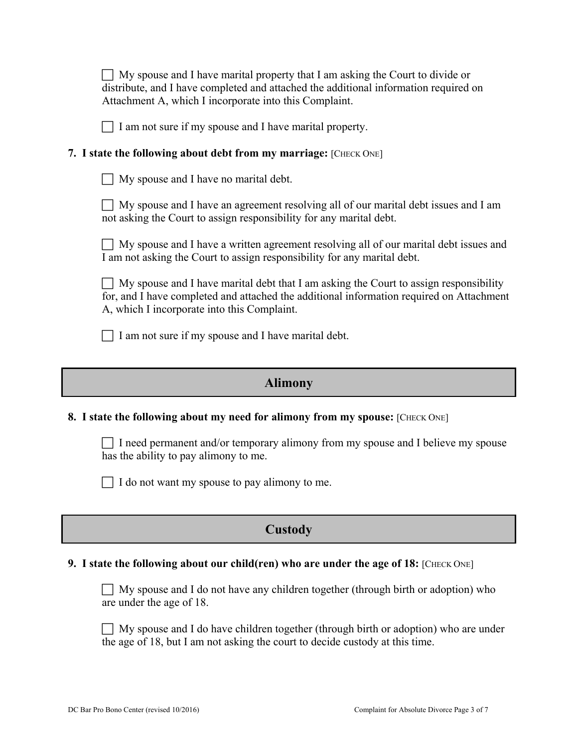☐ My spouse and I have marital property that I am asking the Court to divide or distribute, and I have completed and attached the additional information required on Attachment A, which I incorporate into this Complaint.

☐ I am not sure if my spouse and I have marital property.

**7. I state the following about debt from my marriage:** [CHECK ONE]

☐ My spouse and I have no marital debt.

☐ My spouse and I have an agreement resolving all of our marital debt issues and I am not asking the Court to assign responsibility for any marital debt.

☐ My spouse and I have a written agreement resolving all of our marital debt issues and I am not asking the Court to assign responsibility for any marital debt.

☐ My spouse and I have marital debt that I am asking the Court to assign responsibility for, and I have completed and attached the additional information required on Attachment A, which I incorporate into this Complaint.

☐ I am not sure if my spouse and I have marital debt.

## Alimony

**8. I state the following about my need for alimony from my spouse:** [CHECK ONE]

☐ I need permanent and/or temporary alimony from my spouse and I believe my spouse has the ability to pay alimony to me.

☐ I do not want my spouse to pay alimony to me.

## Custody

**9. I state the following about our child(ren) who are under the age of 18:** [CHECK ONE]

☐ My spouse and I do not have any children together (through birth or adoption) who are under the age of 18.

☐ My spouse and I do have children together (through birth or adoption) who are under the age of 18, but I am not asking the court to decide custody at this time.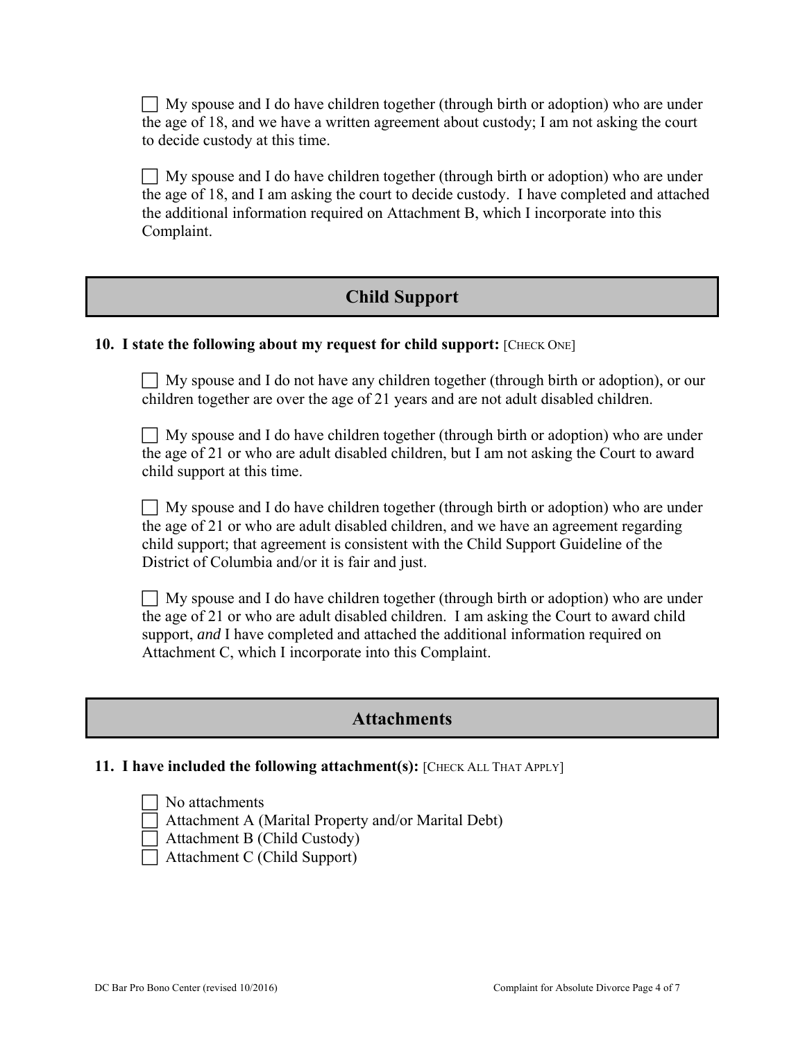- [ ] My spouse and I do have children together (through birth or adoption) who are under the age of 18, and we have a written agreement about custody; I am not asking the court to decide custody at this time.

- [ ] My spouse and I do have children together (through birth or adoption) who are under the age of 18, and I am asking the court to decide custody. I have completed and attached the additional information required on Attachment B, which I incorporate into this Complaint.

## Child Support

**10. I state the following about my request for child support:** [CHECK ONE]

- [ ] My spouse and I do not have any children together (through birth or adoption), or our children together are over the age of 21 years and are not adult disabled children.

- [ ] My spouse and I do have children together (through birth or adoption) who are under the age of 21 or who are adult disabled children, but I am not asking the Court to award child support at this time.

- [ ] My spouse and I do have children together (through birth or adoption) who are under the age of 21 or who are adult disabled children, and we have an agreement regarding child support; that agreement is consistent with the Child Support Guideline of the District of Columbia and/or it is fair and just.

- [ ] My spouse and I do have children together (through birth or adoption) who are under the age of 21 or who are adult disabled children. I am asking the Court to award child support, *and* I have completed and attached the additional information required on Attachment C, which I incorporate into this Complaint.

## Attachments

**11. I have included the following attachment(s):** [CHECK ALL THAT APPLY]

- [ ] No attachments
- [ ] Attachment A (Marital Property and/or Marital Debt)
- [ ] Attachment B (Child Custody)
- [ ] Attachment C (Child Support)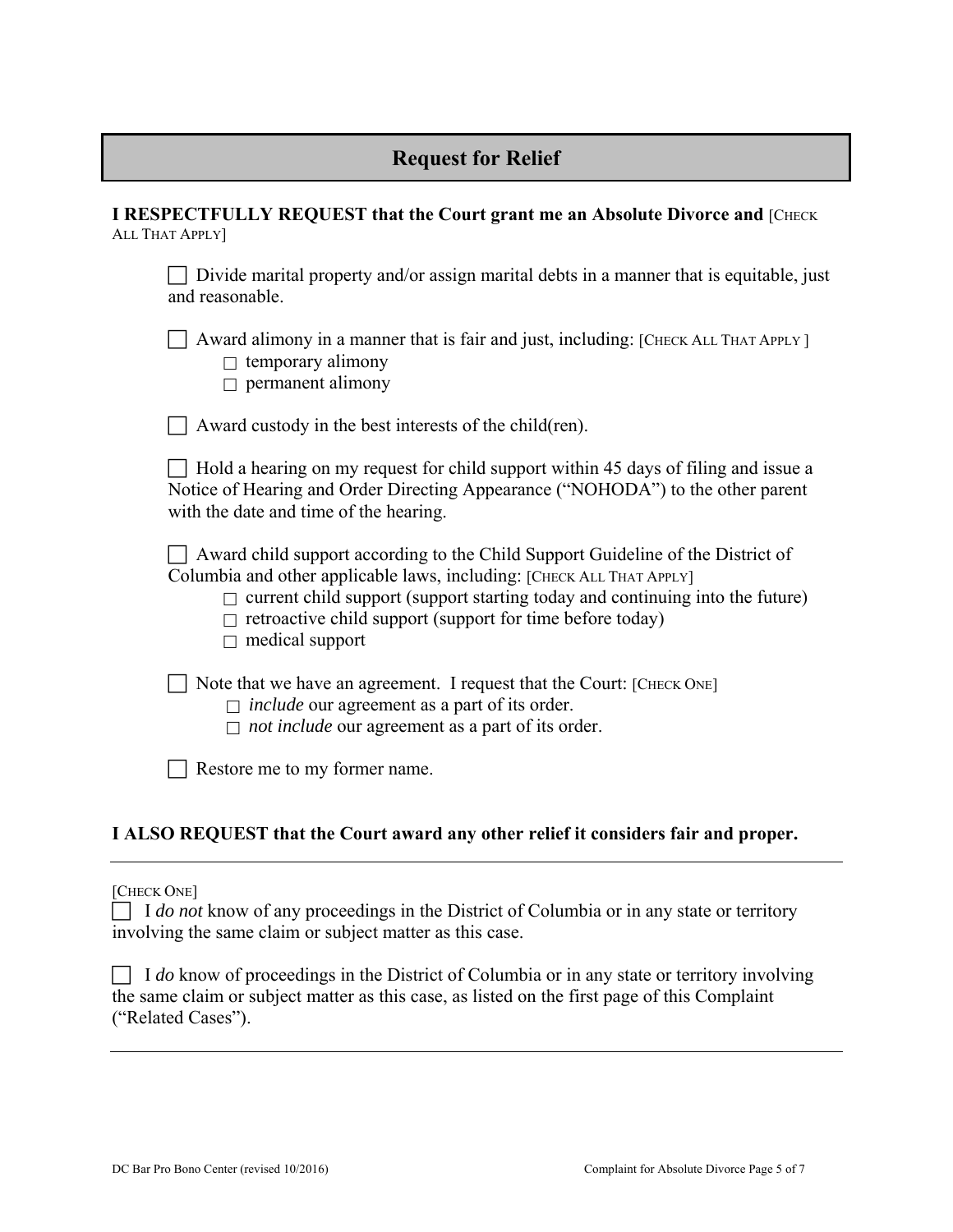## Request for Relief

**I RESPECTFULLY REQUEST that the Court grant me an Absolute Divorce and** [CHECK ALL THAT APPLY]

☐ Divide marital property and/or assign marital debts in a manner that is equitable, just and reasonable.

☐ Award alimony in a manner that is fair and just, including: [CHECK ALL THAT APPLY ]
- ☐ temporary alimony
- ☐ permanent alimony

☐ Award custody in the best interests of the child(ren).

☐ Hold a hearing on my request for child support within 45 days of filing and issue a Notice of Hearing and Order Directing Appearance ("NOHODA") to the other parent with the date and time of the hearing.

☐ Award child support according to the Child Support Guideline of the District of Columbia and other applicable laws, including: [CHECK ALL THAT APPLY]
- ☐ current child support (support starting today and continuing into the future)
- ☐ retroactive child support (support for time before today)
- ☐ medical support

☐ Note that we have an agreement. I request that the Court: [CHECK ONE]
- ☐ *include* our agreement as a part of its order.
- ☐ *not include* our agreement as a part of its order.

☐ Restore me to my former name.

**I ALSO REQUEST that the Court award any other relief it considers fair and proper.**

---

[CHECK ONE]

☐ I *do not* know of any proceedings in the District of Columbia or in any state or territory involving the same claim or subject matter as this case.

☐ I *do* know of proceedings in the District of Columbia or in any state or territory involving the same claim or subject matter as this case, as listed on the first page of this Complaint ("Related Cases").

---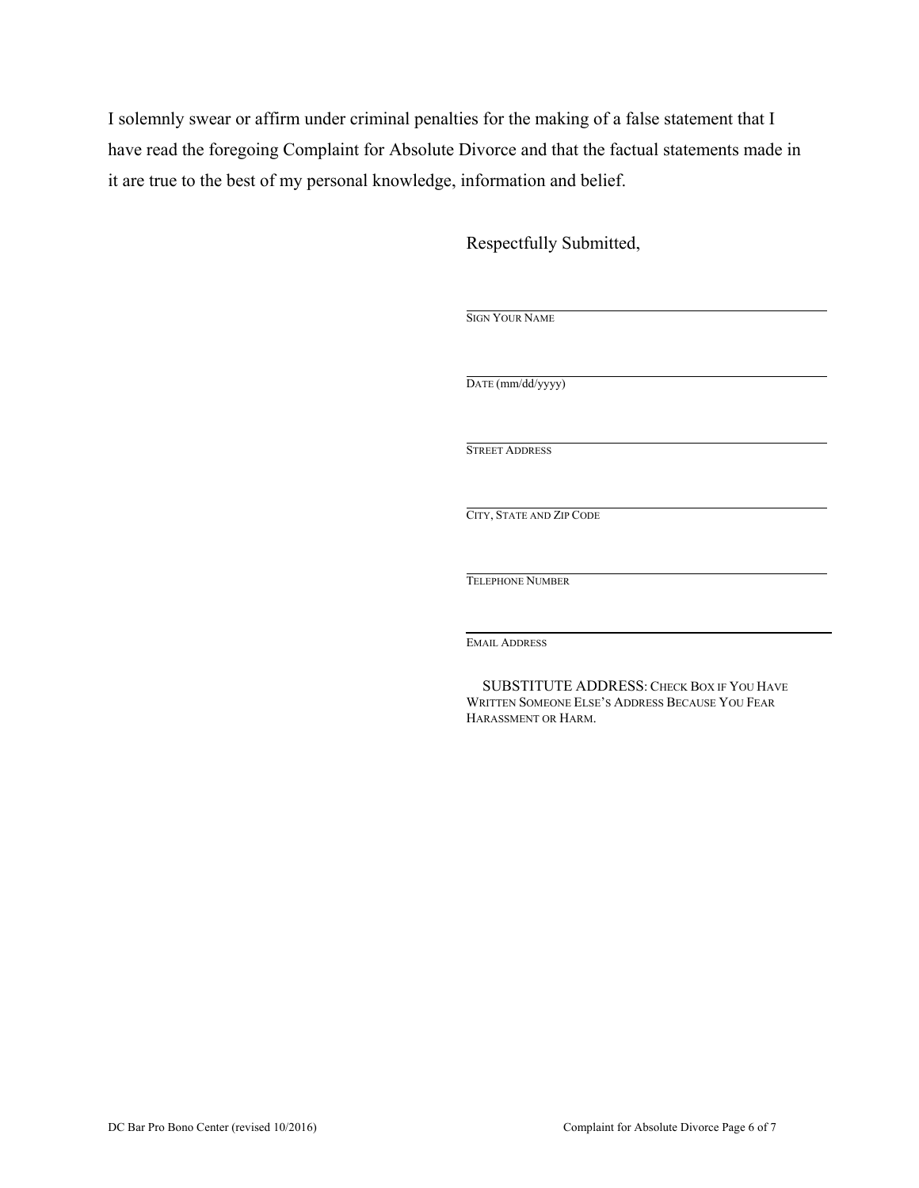I solemnly swear or affirm under criminal penalties for the making of a false statement that I have read the foregoing Complaint for Absolute Divorce and that the factual statements made in it are true to the best of my personal knowledge, information and belief.

Respectfully Submitted,

\_\_\_\_\_\_\_\_\_\_\_\_\_\_\_\_\_\_\_\_\_\_\_\_\_\_\_\_\_\_\_\_\_\_\_\_\_\_\_\_
SIGN YOUR NAME

\_\_\_\_\_\_\_\_\_\_\_\_\_\_\_\_\_\_\_\_\_\_\_\_\_\_\_\_\_\_\_\_\_\_\_\_\_\_\_\_
DATE (mm/dd/yyyy)

\_\_\_\_\_\_\_\_\_\_\_\_\_\_\_\_\_\_\_\_\_\_\_\_\_\_\_\_\_\_\_\_\_\_\_\_\_\_\_\_
STREET ADDRESS

\_\_\_\_\_\_\_\_\_\_\_\_\_\_\_\_\_\_\_\_\_\_\_\_\_\_\_\_\_\_\_\_\_\_\_\_\_\_\_\_
CITY, STATE AND ZIP CODE

\_\_\_\_\_\_\_\_\_\_\_\_\_\_\_\_\_\_\_\_\_\_\_\_\_\_\_\_\_\_\_\_\_\_\_\_\_\_\_\_
TELEPHONE NUMBER

\_\_\_\_\_\_\_\_\_\_\_\_\_\_\_\_\_\_\_\_\_\_\_\_\_\_\_\_\_\_\_\_\_\_\_\_\_\_\_\_
EMAIL ADDRESS

☐ SUBSTITUTE ADDRESS: CHECK BOX IF YOU HAVE WRITTEN SOMEONE ELSE'S ADDRESS BECAUSE YOU FEAR HARASSMENT OR HARM.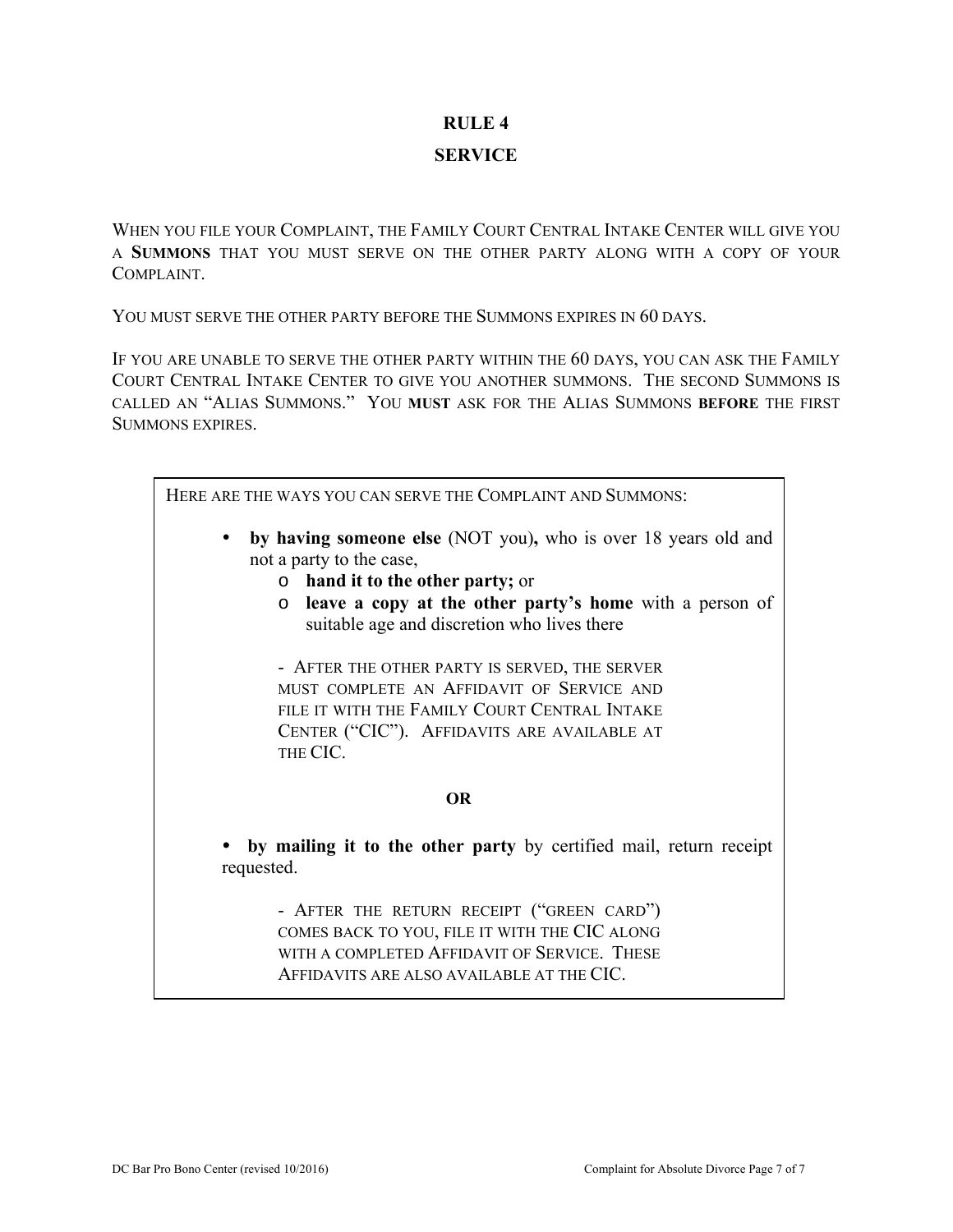# RULE 4

## SERVICE

WHEN YOU FILE YOUR COMPLAINT, THE FAMILY COURT CENTRAL INTAKE CENTER WILL GIVE YOU A **SUMMONS** THAT YOU MUST SERVE ON THE OTHER PARTY ALONG WITH A COPY OF YOUR COMPLAINT.

YOU MUST SERVE THE OTHER PARTY BEFORE THE SUMMONS EXPIRES IN 60 DAYS.

IF YOU ARE UNABLE TO SERVE THE OTHER PARTY WITHIN THE 60 DAYS, YOU CAN ASK THE FAMILY COURT CENTRAL INTAKE CENTER TO GIVE YOU ANOTHER SUMMONS. THE SECOND SUMMONS IS CALLED AN "ALIAS SUMMONS." YOU **MUST** ASK FOR THE ALIAS SUMMONS **BEFORE** THE FIRST SUMMONS EXPIRES.

HERE ARE THE WAYS YOU CAN SERVE THE COMPLAINT AND SUMMONS:

- **by having someone else** (NOT you)**,** who is over 18 years old and not a party to the case,
  - **hand it to the other party;** or
  - **leave a copy at the other party's home** with a person of suitable age and discretion who lives there

  - AFTER THE OTHER PARTY IS SERVED, THE SERVER MUST COMPLETE AN AFFIDAVIT OF SERVICE AND FILE IT WITH THE FAMILY COURT CENTRAL INTAKE CENTER ("CIC"). AFFIDAVITS ARE AVAILABLE AT THE CIC.

**OR**

- **by mailing it to the other party** by certified mail, return receipt requested.

  - AFTER THE RETURN RECEIPT ("GREEN CARD") COMES BACK TO YOU, FILE IT WITH THE CIC ALONG WITH A COMPLETED AFFIDAVIT OF SERVICE. THESE AFFIDAVITS ARE ALSO AVAILABLE AT THE CIC.